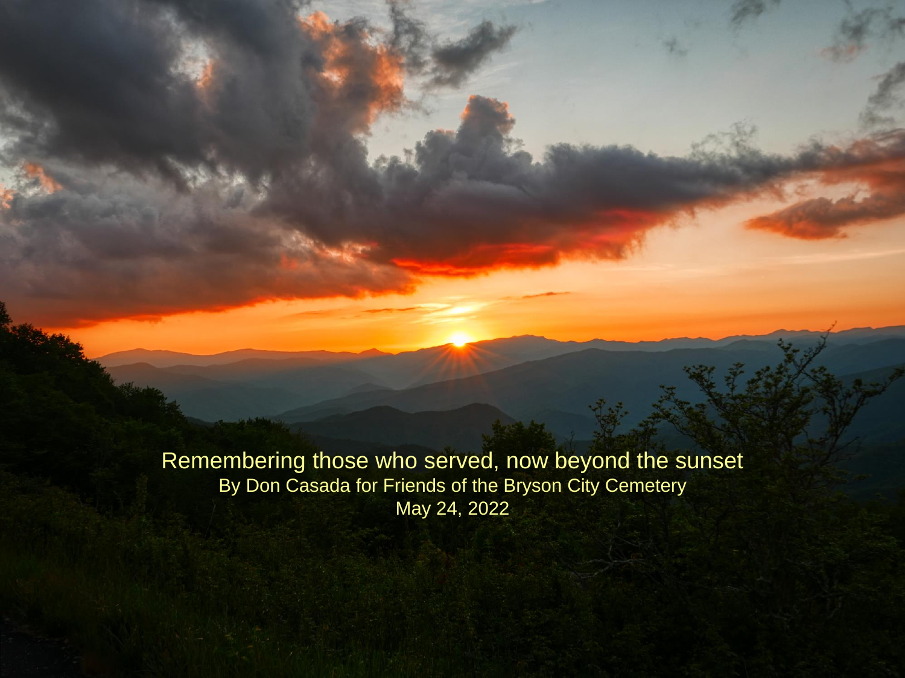# Remembering those who served, now beyond the sunset

By Don Casada for Friends of the Bryson City Cemetery

May 24, 2022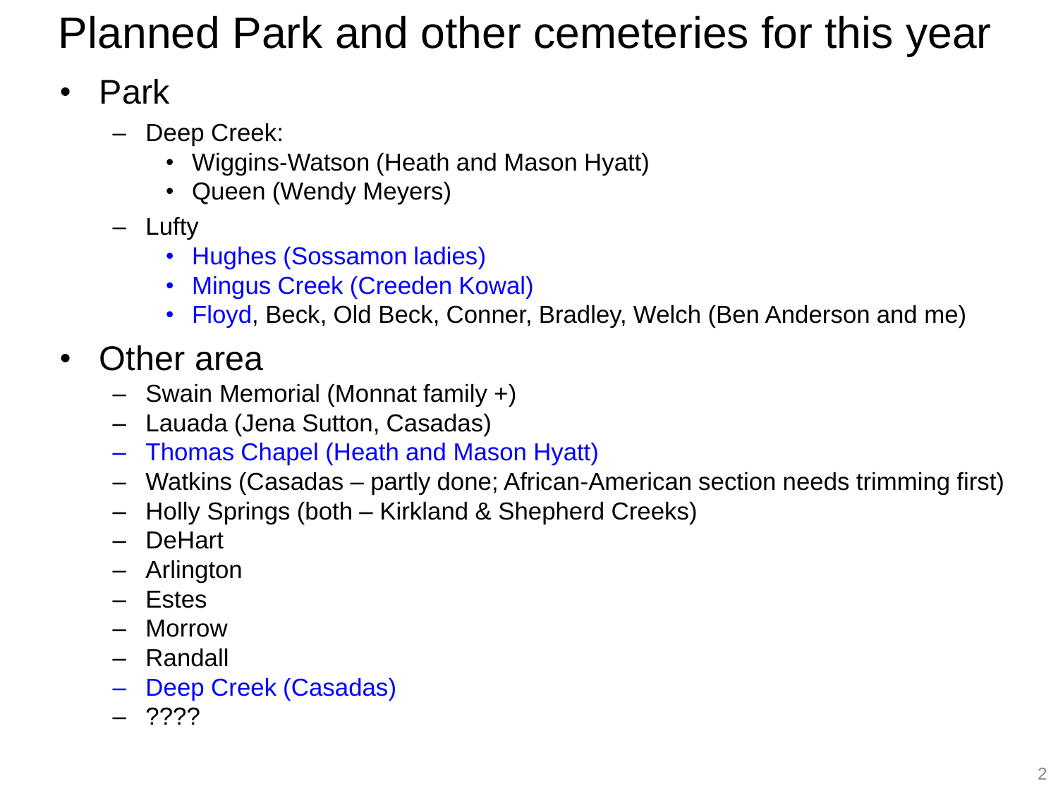# Planned Park and other cemeteries for this year

- Park
  - Deep Creek:
    - Wiggins-Watson (Heath and Mason Hyatt)
    - Queen (Wendy Meyers)
  - Lufty
    - Hughes (Sossamon ladies)
    - Mingus Creek (Creeden Kowal)
    - Floyd, Beck, Old Beck, Conner, Bradley, Welch (Ben Anderson and me)
- Other area
  - Swain Memorial (Monnat family +)
  - Lauada (Jena Sutton, Casadas)
  - Thomas Chapel (Heath and Mason Hyatt)
  - Watkins (Casadas – partly done; African-American section needs trimming first)
  - Holly Springs (both – Kirkland & Shepherd Creeks)
  - DeHart
  - Arlington
  - Estes
  - Morrow
  - Randall
  - Deep Creek (Casadas)
  - ????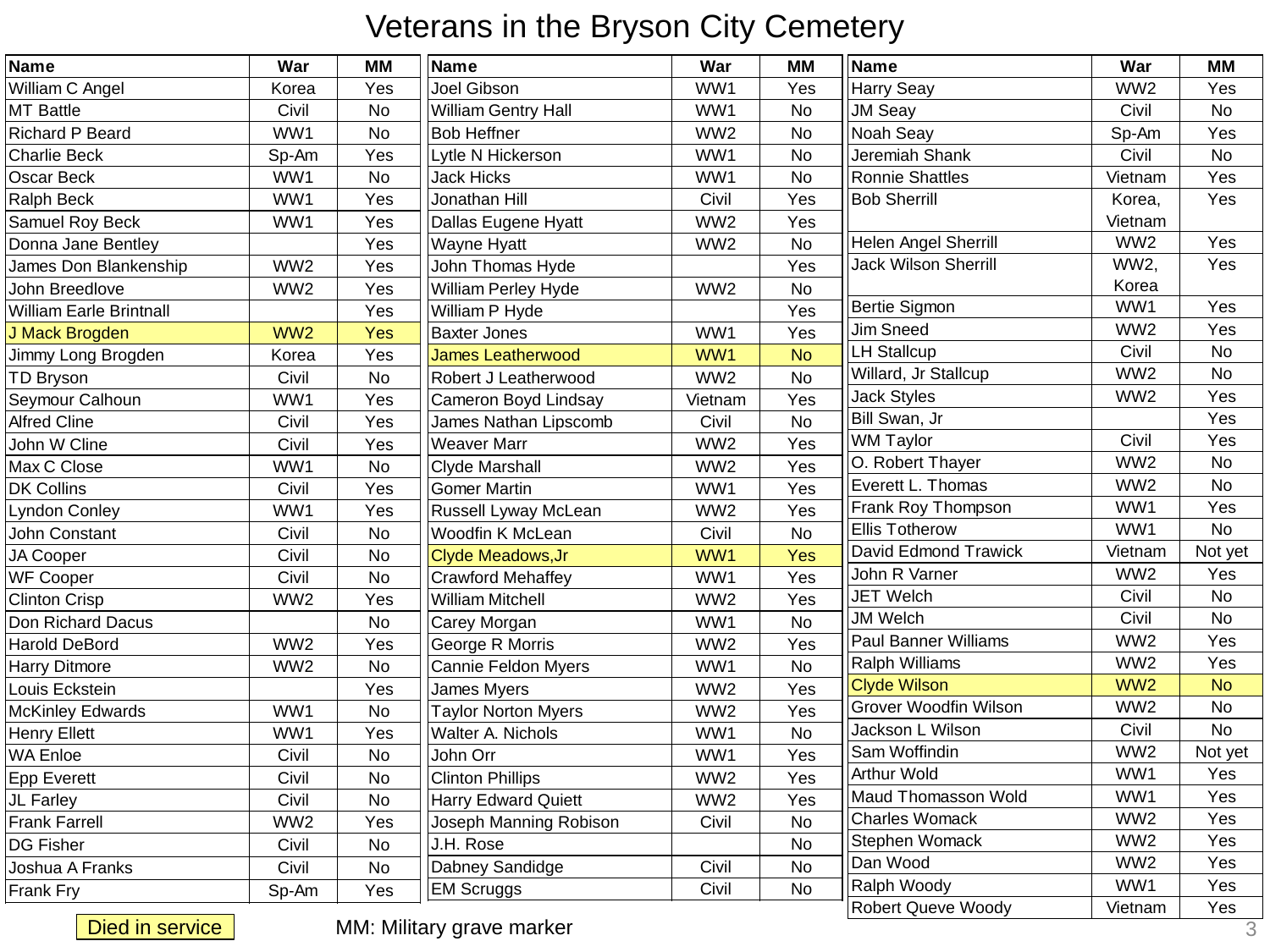# Veterans in the Bryson City Cemetery

| Name | War | MM |
|---|---|---|
| William C Angel | Korea | Yes |
| MT Battle | Civil | No |
| Richard P Beard | WW1 | No |
| Charlie Beck | Sp-Am | Yes |
| Oscar Beck | WW1 | No |
| Ralph Beck | WW1 | Yes |
| Samuel Roy Beck | WW1 | Yes |
| Donna Jane Bentley | | Yes |
| James Don Blankenship | WW2 | Yes |
| John Breedlove | WW2 | Yes |
| William Earle Brintnall | | Yes |
| J Mack Brogden | WW2 | Yes |
| Jimmy Long Brogden | Korea | Yes |
| TD Bryson | Civil | No |
| Seymour Calhoun | WW1 | Yes |
| Alfred Cline | Civil | Yes |
| John W Cline | Civil | Yes |
| Max C Close | WW1 | No |
| DK Collins | Civil | Yes |
| Lyndon Conley | WW1 | Yes |
| John Constant | Civil | No |
| JA Cooper | Civil | No |
| WF Cooper | Civil | No |
| Clinton Crisp | WW2 | Yes |
| Don Richard Dacus | | No |
| Harold DeBord | WW2 | Yes |
| Harry Ditmore | WW2 | No |
| Louis Eckstein | | Yes |
| McKinley Edwards | WW1 | No |
| Henry Ellett | WW1 | Yes |
| WA Enloe | Civil | No |
| Epp Everett | Civil | No |
| JL Farley | Civil | No |
| Frank Farrell | WW2 | Yes |
| DG Fisher | Civil | No |
| Joshua A Franks | Civil | No |
| Frank Fry | Sp-Am | Yes |

| Name | War | MM |
|---|---|---|
| Joel Gibson | WW1 | Yes |
| William Gentry Hall | WW1 | No |
| Bob Heffner | WW2 | No |
| Lytle N Hickerson | WW1 | No |
| Jack Hicks | WW1 | No |
| Jonathan Hill | Civil | Yes |
| Dallas Eugene Hyatt | WW2 | Yes |
| Wayne Hyatt | WW2 | No |
| John Thomas Hyde | | Yes |
| William Perley Hyde | WW2 | No |
| William P Hyde | | Yes |
| Baxter Jones | WW1 | Yes |
| James Leatherwood | WW1 | No |
| Robert J Leatherwood | WW2 | No |
| Cameron Boyd Lindsay | Vietnam | Yes |
| James Nathan Lipscomb | Civil | No |
| Weaver Marr | WW2 | Yes |
| Clyde Marshall | WW2 | Yes |
| Gomer Martin | WW1 | Yes |
| Russell Lyway McLean | WW2 | Yes |
| Woodfin K McLean | Civil | No |
| Clyde Meadows,Jr | WW1 | Yes |
| Crawford Mehaffey | WW1 | Yes |
| William Mitchell | WW2 | Yes |
| Carey Morgan | WW1 | No |
| George R Morris | WW2 | Yes |
| Cannie Feldon Myers | WW1 | No |
| James Myers | WW2 | Yes |
| Taylor Norton Myers | WW2 | Yes |
| Walter A. Nichols | WW1 | No |
| John Orr | WW1 | Yes |
| Clinton Phillips | WW2 | Yes |
| Harry Edward Quiett | WW2 | Yes |
| Joseph Manning Robison | Civil | No |
| J.H. Rose | | No |
| Dabney Sandidge | Civil | No |
| EM Scruggs | Civil | No |

| Name | War | MM |
|---|---|---|
| Harry Seay | WW2 | Yes |
| JM Seay | Civil | No |
| Noah Seay | Sp-Am | Yes |
| Jeremiah Shank | Civil | No |
| Ronnie Shattles | Vietnam | Yes |
| Bob Sherrill | Korea, Vietnam | Yes |
| Helen Angel Sherrill | WW2 | Yes |
| Jack Wilson Sherrill | WW2, Korea | Yes |
| Bertie Sigmon | WW1 | Yes |
| Jim Sneed | WW2 | Yes |
| LH Stallcup | Civil | No |
| Willard, Jr Stallcup | WW2 | No |
| Jack Styles | WW2 | Yes |
| Bill Swan, Jr | | Yes |
| WM Taylor | Civil | Yes |
| O. Robert Thayer | WW2 | No |
| Everett L. Thomas | WW2 | No |
| Frank Roy Thompson | WW1 | Yes |
| Ellis Totherow | WW1 | No |
| David Edmond Trawick | Vietnam | Not yet |
| John R Varner | WW2 | Yes |
| JET Welch | Civil | No |
| JM Welch | Civil | No |
| Paul Banner Williams | WW2 | Yes |
| Ralph Williams | WW2 | Yes |
| Clyde Wilson | WW2 | No |
| Grover Woodfin Wilson | WW2 | No |
| Jackson L Wilson | Civil | No |
| Sam Woffindin | WW2 | Not yet |
| Arthur Wold | WW1 | Yes |
| Maud Thomasson Wold | WW1 | Yes |
| Charles Womack | WW2 | Yes |
| Stephen Womack | WW2 | Yes |
| Dan Wood | WW2 | Yes |
| Ralph Woody | WW1 | Yes |
| Robert Queve Woody | Vietnam | Yes |

Highlighted entries (J Mack Brogden, James Leatherwood, Clyde Meadows,Jr, Clyde Wilson): Died in service

MM: Military grave marker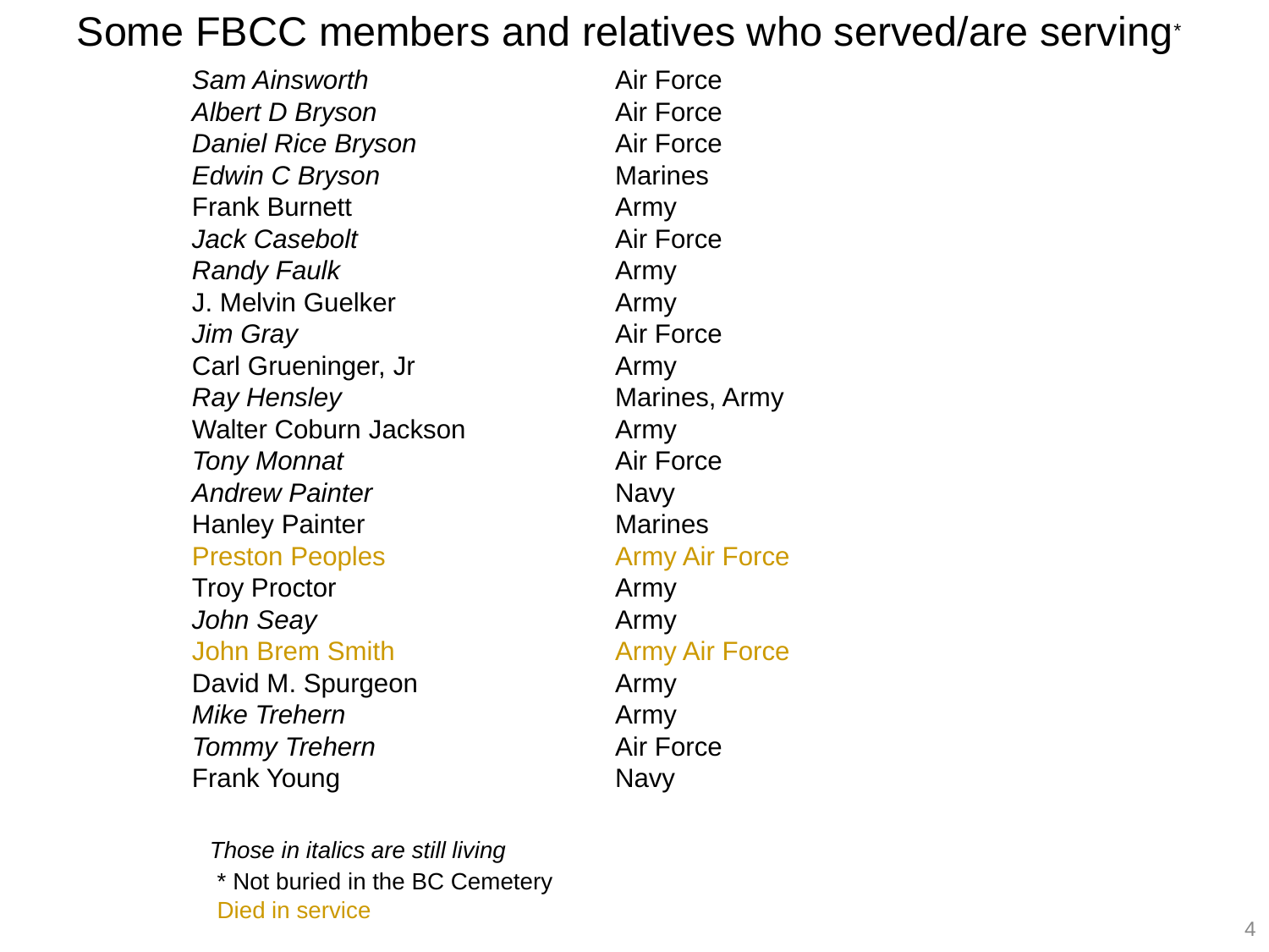# Some FBCC members and relatives who served/are serving*

| | |
|---|---|
| *Sam Ainsworth* | Air Force |
| *Albert D Bryson* | Air Force |
| *Daniel Rice Bryson* | Air Force |
| *Edwin C Bryson* | Marines |
| Frank Burnett | Army |
| *Jack Casebolt* | Air Force |
| *Randy Faulk* | Army |
| J. Melvin Guelker | Army |
| *Jim Gray* | Air Force |
| Carl Grueninger, Jr | Army |
| *Ray Hensley* | Marines, Army |
| Walter Coburn Jackson | Army |
| *Tony Monnat* | Air Force |
| *Andrew Painter* | Navy |
| Hanley Painter | Marines |
| Preston Peoples | Army Air Force |
| Troy Proctor | Army |
| *John Seay* | Army |
| John Brem Smith | Army Air Force |
| David M. Spurgeon | Army |
| *Mike Trehern* | Army |
| *Tommy Trehern* | Air Force |
| Frank Young | Navy |

*Those in italics are still living*

\* Not buried in the BC Cemetery

Died in service